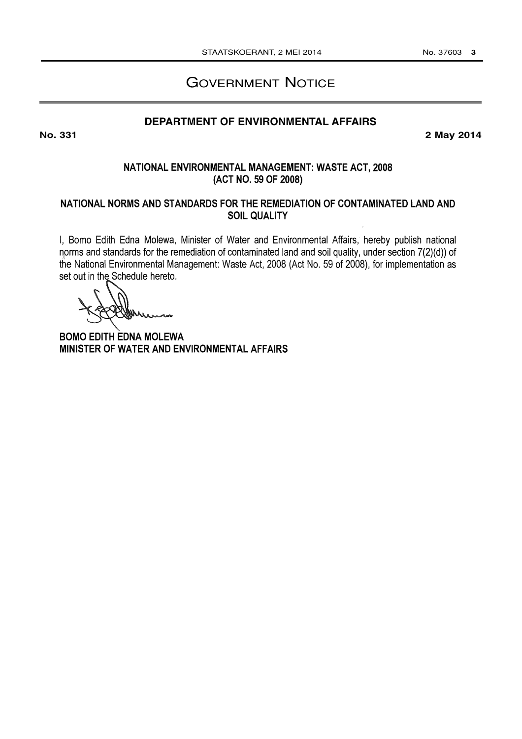# GOVERNMENT NOTICE

## DEPARTMENT OF ENVIRONMENTAL AFFAIRS

**No. 331** **2 May 2014**

### NATIONAL ENVIRONMENTAL MANAGEMENT: WASTE ACT, 2008 (ACT NO. 59 OF 2008)

### NATIONAL NORMS AND STANDARDS FOR THE REMEDIATION OF CONTAMINATED LAND AND SOIL QUALITY

I, Bomo Edith Edna Molewa, Minister of Water and Environmental Affairs, hereby publish national norms and standards for the remediation of contaminated land and soil quality, under section 7(2)(d)) of the National Environmental Management: Waste Act, 2008 (Act No. 59 of 2008), for implementation as set out in the Schedule hereto.

**BOMO EDITH EDNA MOLEWA**
**MINISTER OF WATER AND ENVIRONMENTAL AFFAIRS**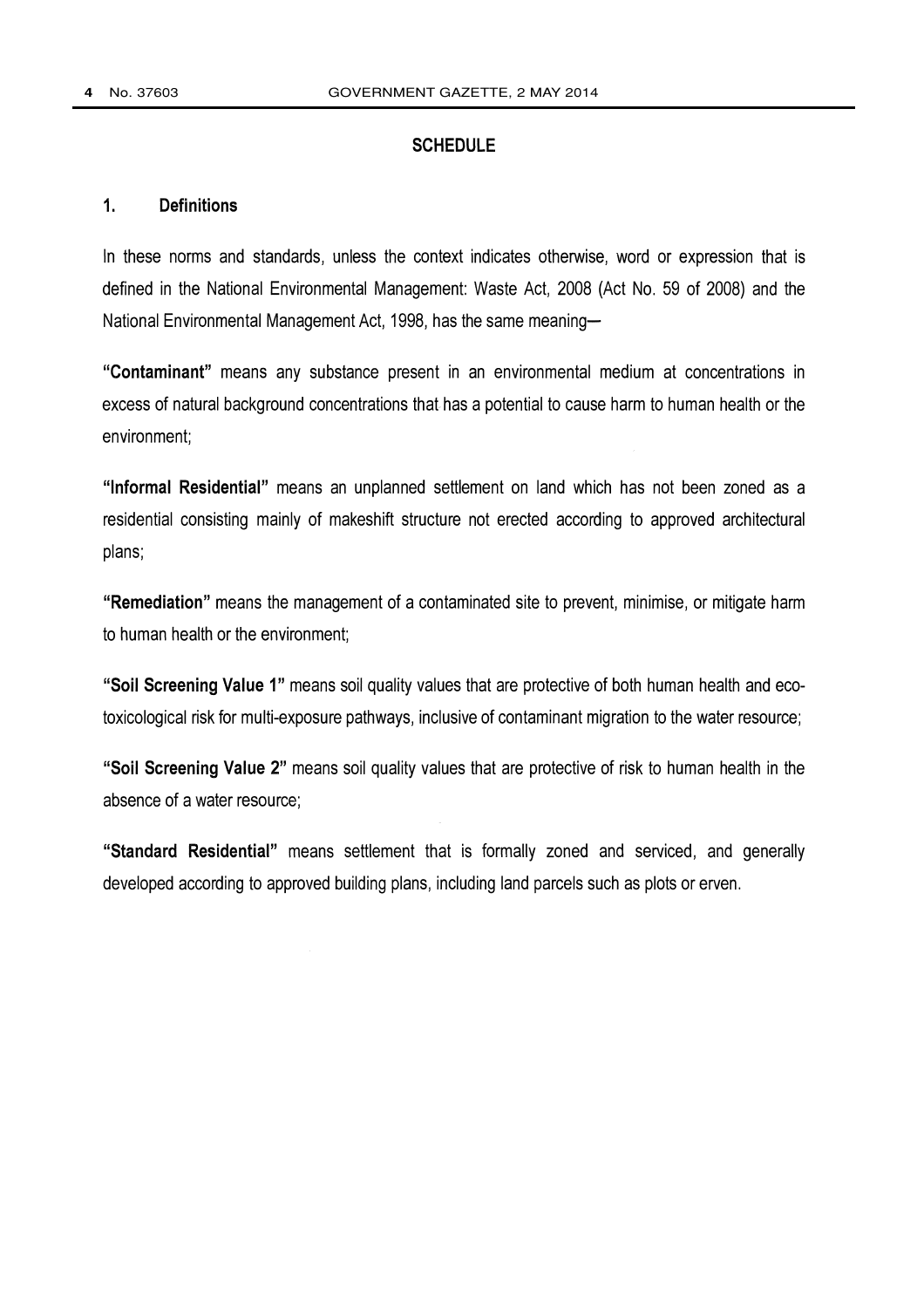## SCHEDULE

### 1. Definitions

In these norms and standards, unless the context indicates otherwise, word or expression that is defined in the National Environmental Management: Waste Act, 2008 (Act No. 59 of 2008) and the National Environmental Management Act, 1998, has the same meaning—

**"Contaminant"** means any substance present in an environmental medium at concentrations in excess of natural background concentrations that has a potential to cause harm to human health or the environment;

**"Informal Residential"** means an unplanned settlement on land which has not been zoned as a residential consisting mainly of makeshift structure not erected according to approved architectural plans;

**"Remediation"** means the management of a contaminated site to prevent, minimise, or mitigate harm to human health or the environment;

**"Soil Screening Value 1"** means soil quality values that are protective of both human health and eco-toxicological risk for multi-exposure pathways, inclusive of contaminant migration to the water resource;

**"Soil Screening Value 2"** means soil quality values that are protective of risk to human health in the absence of a water resource;

**"Standard Residential"** means settlement that is formally zoned and serviced, and generally developed according to approved building plans, including land parcels such as plots or erven.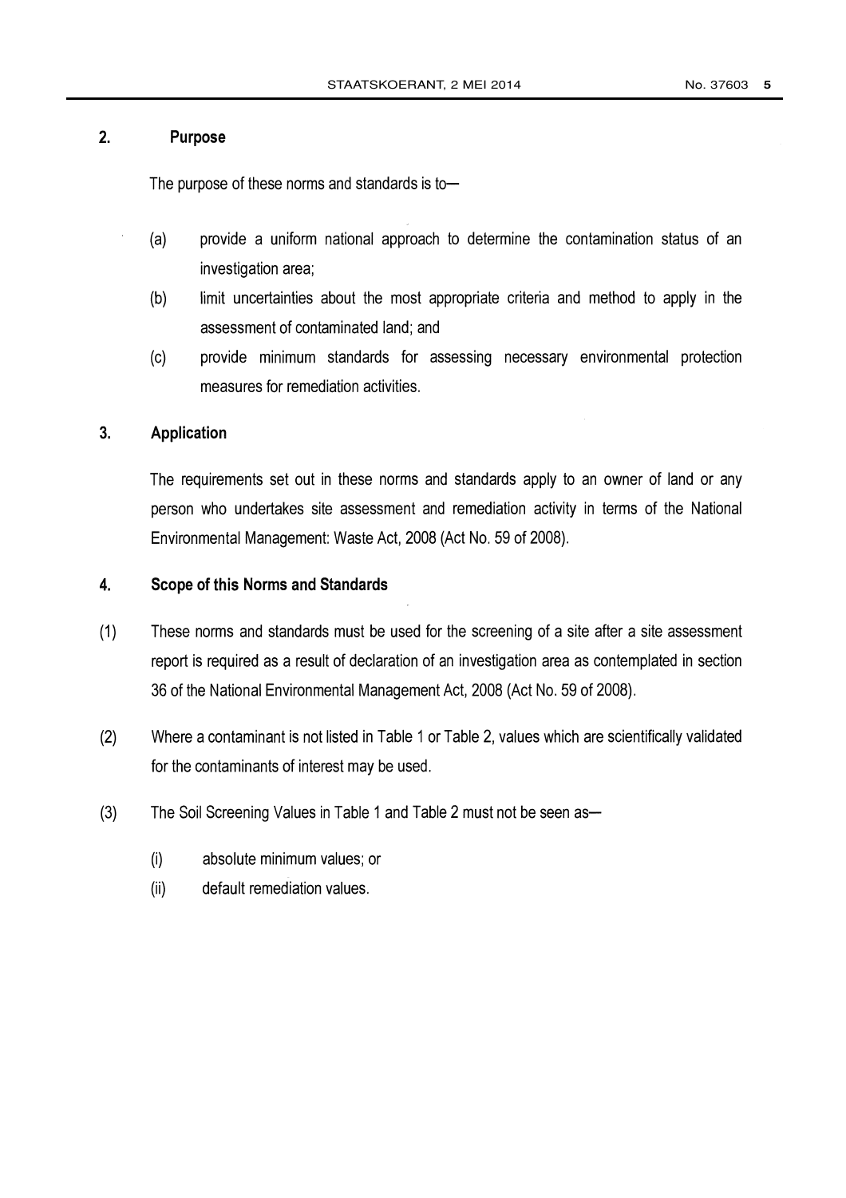## 2. Purpose

The purpose of these norms and standards is to—

(a) provide a uniform national approach to determine the contamination status of an investigation area;

(b) limit uncertainties about the most appropriate criteria and method to apply in the assessment of contaminated land; and

(c) provide minimum standards for assessing necessary environmental protection measures for remediation activities.

## 3. Application

The requirements set out in these norms and standards apply to an owner of land or any person who undertakes site assessment and remediation activity in terms of the National Environmental Management: Waste Act, 2008 (Act No. 59 of 2008).

## 4. Scope of this Norms and Standards

(1) These norms and standards must be used for the screening of a site after a site assessment report is required as a result of declaration of an investigation area as contemplated in section 36 of the National Environmental Management Act, 2008 (Act No. 59 of 2008).

(2) Where a contaminant is not listed in Table 1 or Table 2, values which are scientifically validated for the contaminants of interest may be used.

(3) The Soil Screening Values in Table 1 and Table 2 must not be seen as—

(i) absolute minimum values; or

(ii) default remediation values.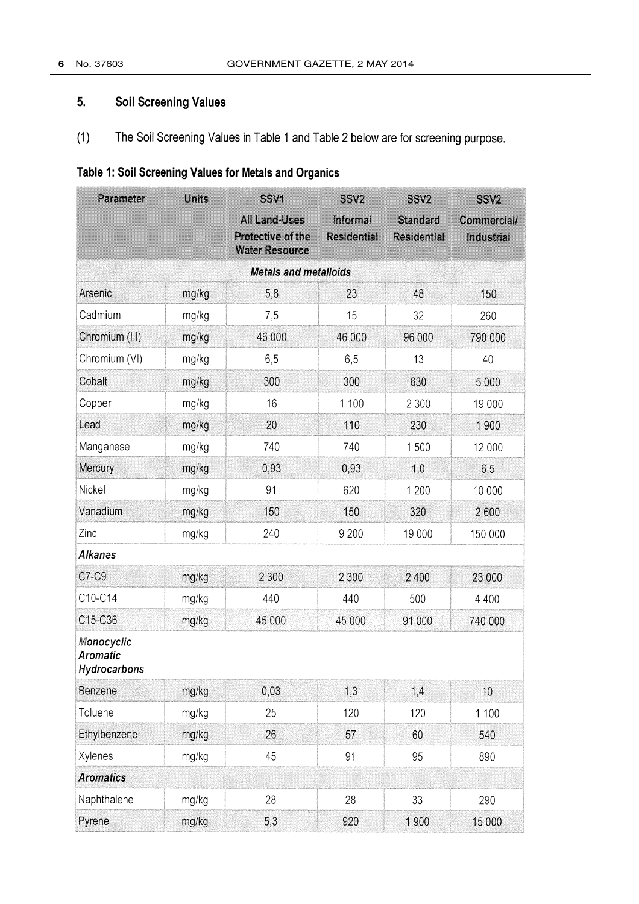## 5. Soil Screening Values

(1) The Soil Screening Values in Table 1 and Table 2 below are for screening purpose.

**Table 1: Soil Screening Values for Metals and Organics**

| Parameter | Units | SSV1 All Land-Uses Protective of the Water Resource | SSV2 Informal Residential | SSV2 Standard Residential | SSV2 Commercial/ Industrial |
|---|---|---|---|---|---|
| ***Metals and metalloids*** | | | | | |
| Arsenic | mg/kg | 5,8 | 23 | 48 | 150 |
| Cadmium | mg/kg | 7,5 | 15 | 32 | 260 |
| Chromium (III) | mg/kg | 46 000 | 46 000 | 96 000 | 790 000 |
| Chromium (VI) | mg/kg | 6,5 | 6,5 | 13 | 40 |
| Cobalt | mg/kg | 300 | 300 | 630 | 5 000 |
| Copper | mg/kg | 16 | 1 100 | 2 300 | 19 000 |
| Lead | mg/kg | 20 | 110 | 230 | 1 900 |
| Manganese | mg/kg | 740 | 740 | 1 500 | 12 000 |
| Mercury | mg/kg | 0,93 | 0,93 | 1,0 | 6,5 |
| Nickel | mg/kg | 91 | 620 | 1 200 | 10 000 |
| Vanadium | mg/kg | 150 | 150 | 320 | 2 600 |
| Zinc | mg/kg | 240 | 9 200 | 19 000 | 150 000 |
| ***Alkanes*** | | | | | |
| C7-C9 | mg/kg | 2 300 | 2 300 | 2 400 | 23 000 |
| C10-C14 | mg/kg | 440 | 440 | 500 | 4 400 |
| C15-C36 | mg/kg | 45 000 | 45 000 | 91 000 | 740 000 |
| ***Monocyclic Aromatic Hydrocarbons*** | | | | | |
| Benzene | mg/kg | 0,03 | 1,3 | 1,4 | 10 |
| Toluene | mg/kg | 25 | 120 | 120 | 1 100 |
| Ethylbenzene | mg/kg | 26 | 57 | 60 | 540 |
| Xylenes | mg/kg | 45 | 91 | 95 | 890 |
| ***Aromatics*** | | | | | |
| Naphthalene | mg/kg | 28 | 28 | 33 | 290 |
| Pyrene | mg/kg | 5,3 | 920 | 1 900 | 15 000 |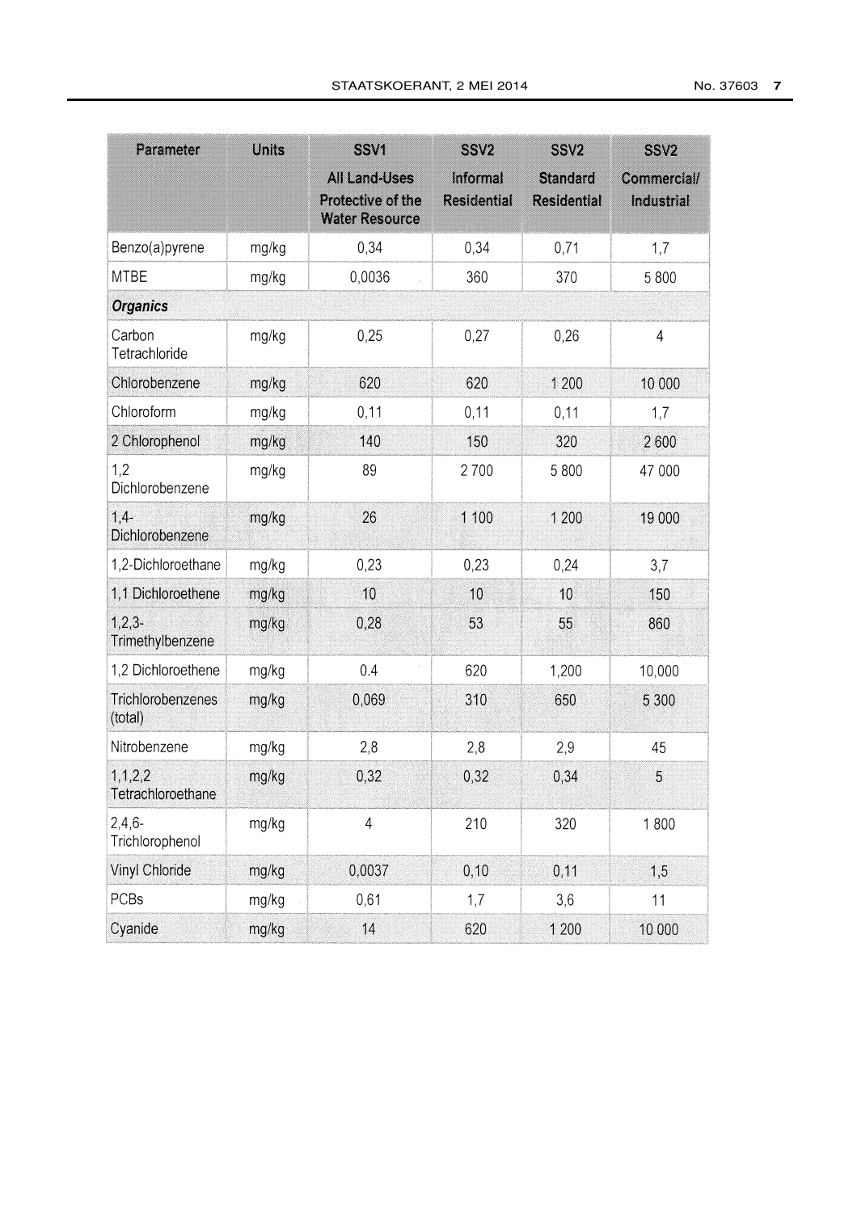| Parameter | Units | SSV1 All Land-Uses Protective of the Water Resource | SSV2 Informal Residential | SSV2 Standard Residential | SSV2 Commercial/ Industrial |
|---|---|---|---|---|---|
| Benzo(a)pyrene | mg/kg | 0,34 | 0,34 | 0,71 | 1,7 |
| MTBE | mg/kg | 0,0036 | 360 | 370 | 5 800 |
| ***Organics*** | | | | | |
| Carbon Tetrachloride | mg/kg | 0,25 | 0,27 | 0,26 | 4 |
| Chlorobenzene | mg/kg | 620 | 620 | 1 200 | 10 000 |
| Chloroform | mg/kg | 0,11 | 0,11 | 0,11 | 1,7 |
| 2 Chlorophenol | mg/kg | 140 | 150 | 320 | 2 600 |
| 1,2 Dichlorobenzene | mg/kg | 89 | 2 700 | 5 800 | 47 000 |
| 1,4-Dichlorobenzene | mg/kg | 26 | 1 100 | 1 200 | 19 000 |
| 1,2-Dichloroethane | mg/kg | 0,23 | 0,23 | 0,24 | 3,7 |
| 1,1 Dichloroethene | mg/kg | 10 | 10 | 10 | 150 |
| 1,2,3-Trimethylbenzene | mg/kg | 0,28 | 53 | 55 | 860 |
| 1,2 Dichloroethene | mg/kg | 0.4 | 620 | 1,200 | 10,000 |
| Trichlorobenzenes (total) | mg/kg | 0,069 | 310 | 650 | 5 300 |
| Nitrobenzene | mg/kg | 2,8 | 2,8 | 2,9 | 45 |
| 1,1,2,2 Tetrachloroethane | mg/kg | 0,32 | 0,32 | 0,34 | 5 |
| 2,4,6-Trichlorophenol | mg/kg | 4 | 210 | 320 | 1 800 |
| Vinyl Chloride | mg/kg | 0,0037 | 0,10 | 0,11 | 1,5 |
| PCBs | mg/kg | 0,61 | 1,7 | 3,6 | 11 |
| Cyanide | mg/kg | 14 | 620 | 1 200 | 10 000 |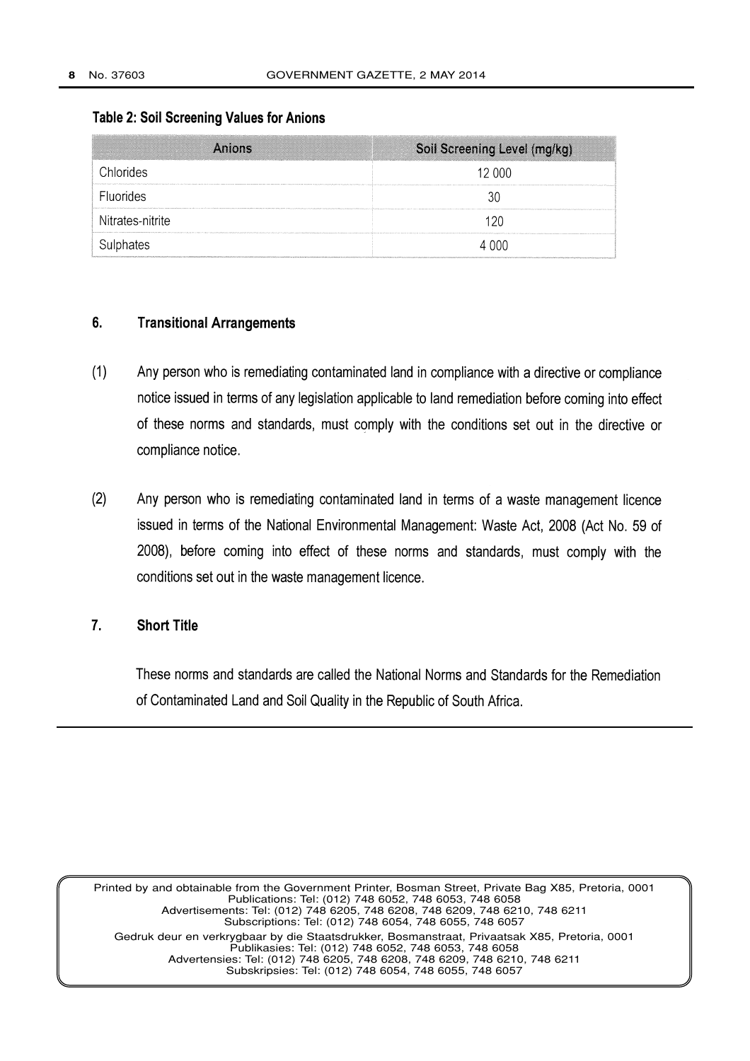**Table 2: Soil Screening Values for Anions**

| Anions | Soil Screening Level (mg/kg) |
| --- | --- |
| Chlorides | 12 000 |
| Fluorides | 30 |
| Nitrates-nitrite | 120 |
| Sulphates | 4 000 |

## 6. Transitional Arrangements

(1) Any person who is remediating contaminated land in compliance with a directive or compliance notice issued in terms of any legislation applicable to land remediation before coming into effect of these norms and standards, must comply with the conditions set out in the directive or compliance notice.

(2) Any person who is remediating contaminated land in terms of a waste management licence issued in terms of the National Environmental Management: Waste Act, 2008 (Act No. 59 of 2008), before coming into effect of these norms and standards, must comply with the conditions set out in the waste management licence.

## 7. Short Title

These norms and standards are called the National Norms and Standards for the Remediation of Contaminated Land and Soil Quality in the Republic of South Africa.

Printed by and obtainable from the Government Printer, Bosman Street, Private Bag X85, Pretoria, 0001
Publications: Tel: (012) 748 6052, 748 6053, 748 6058
Advertisements: Tel: (012) 748 6205, 748 6208, 748 6209, 748 6210, 748 6211
Subscriptions: Tel: (012) 748 6054, 748 6055, 748 6057

Gedruk deur en verkrygbaar by die Staatsdrukker, Bosmanstraat, Privaatsak X85, Pretoria, 0001
Publikasies: Tel: (012) 748 6052, 748 6053, 748 6058
Advertensies: Tel: (012) 748 6205, 748 6208, 748 6209, 748 6210, 748 6211
Subskripsies: Tel: (012) 748 6054, 748 6055, 748 6057